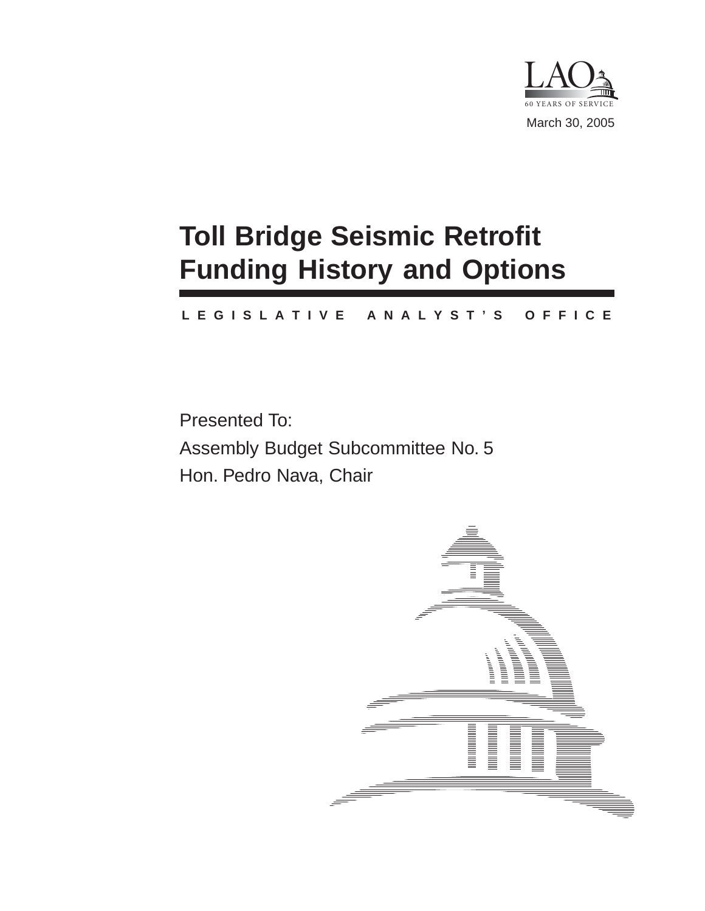LAO

60 YEARS OF SERVICE

March 30, 2005

# Toll Bridge Seismic Retrofit Funding History and Options

LEGISLATIVE ANALYST'S OFFICE

Presented To:

Assembly Budget Subcommittee No. 5

Hon. Pedro Nava, Chair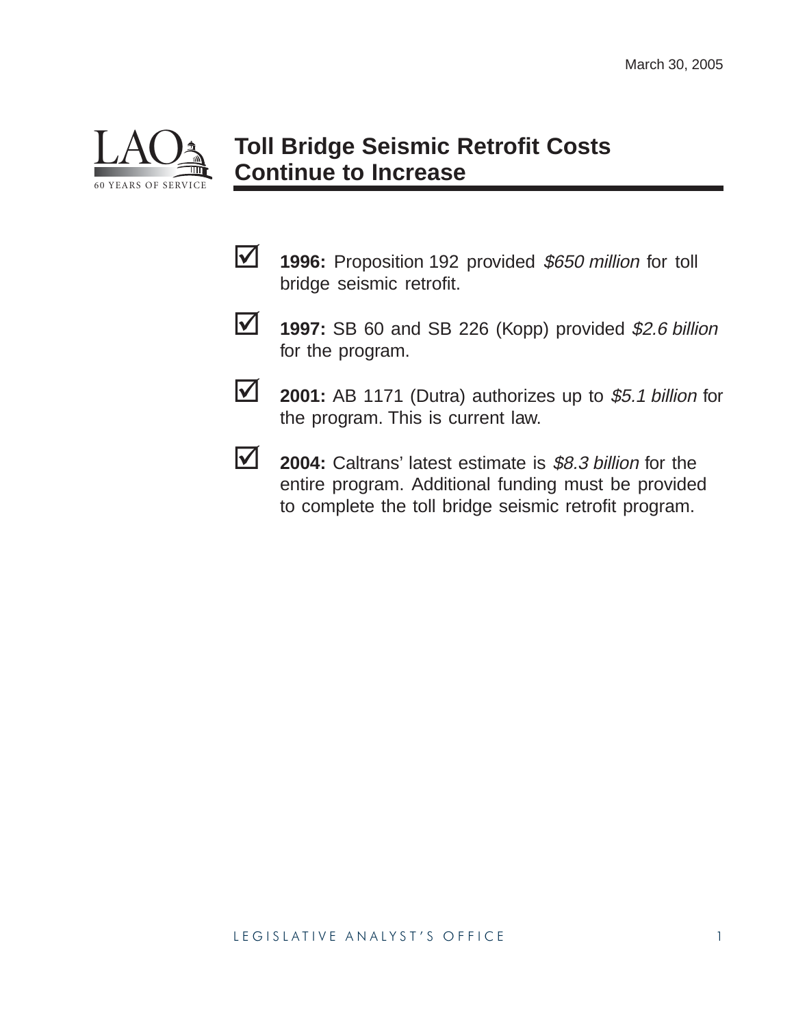March 30, 2005

## Toll Bridge Seismic Retrofit Costs Continue to Increase

- **1996:** Proposition 192 provided *$650 million* for toll bridge seismic retrofit.
- **1997:** SB 60 and SB 226 (Kopp) provided *$2.6 billion* for the program.
- **2001:** AB 1171 (Dutra) authorizes up to *$5.1 billion* for the program. This is current law.
- **2004:** Caltrans' latest estimate is *$8.3 billion* for the entire program. Additional funding must be provided to complete the toll bridge seismic retrofit program.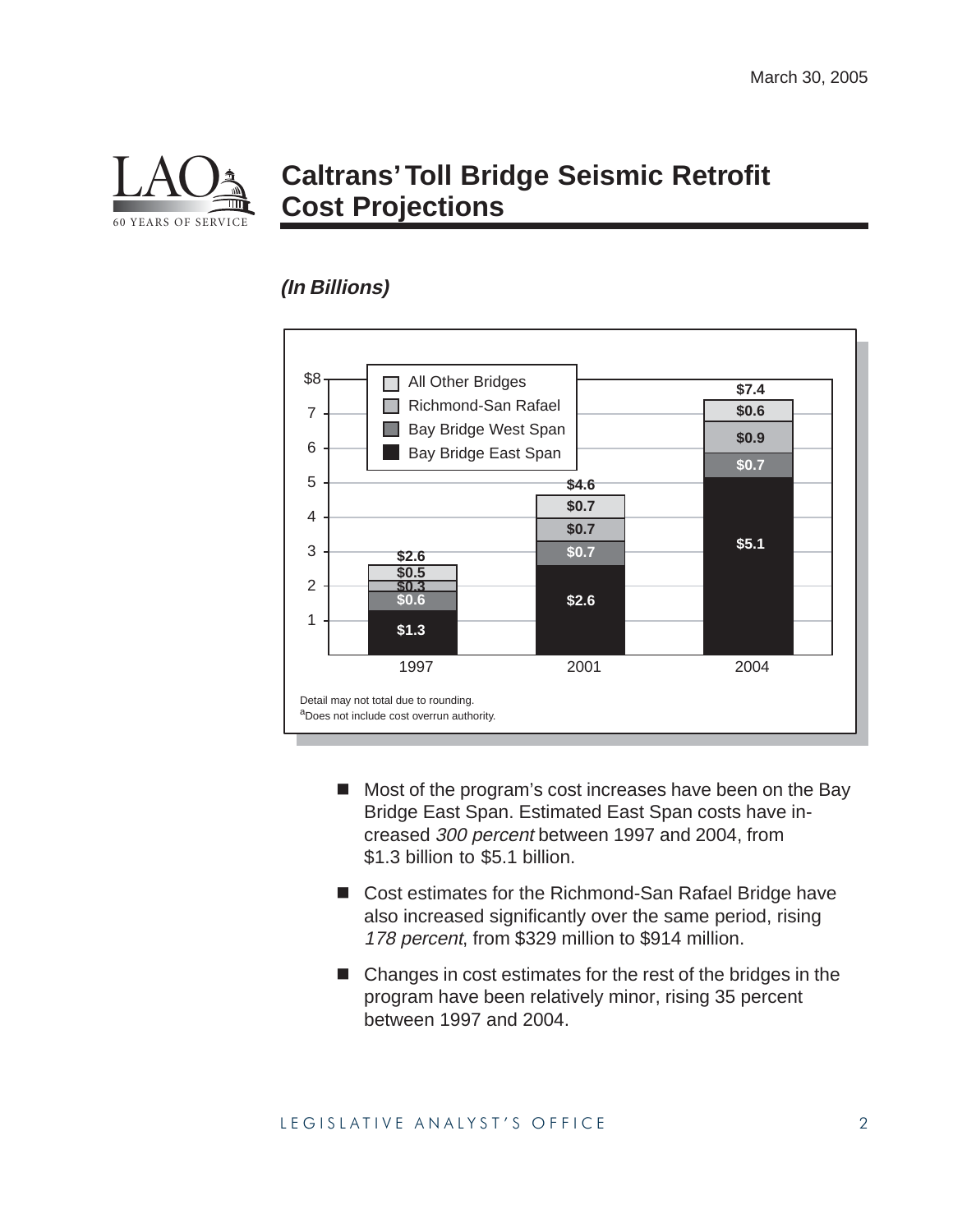March 30, 2005

# Caltrans' Toll Bridge Seismic Retrofit Cost Projections

***(In Billions)***

| | 1997 | 2001 | 2004 |
|---|---|---|---|
| All Other Bridges | $0.5 | $0.7 | $0.6 |
| Richmond-San Rafael | $0.3 | $0.7 | $0.9 |
| Bay Bridge West Span | $0.6 | $0.7 | $0.7 |
| Bay Bridge East Span | $1.3 | $2.6 | $5.1 |
| Total | $2.6 | $4.6 | $7.4 |

Detail may not total due to rounding.

[a]Does not include cost overrun authority.

- Most of the program's cost increases have been on the Bay Bridge East Span. Estimated East Span costs have increased *300 percent* between 1997 and 2004, from $1.3 billion to $5.1 billion.
- Cost estimates for the Richmond-San Rafael Bridge have also increased significantly over the same period, rising *178 percent*, from $329 million to $914 million.
- Changes in cost estimates for the rest of the bridges in the program have been relatively minor, rising 35 percent between 1997 and 2004.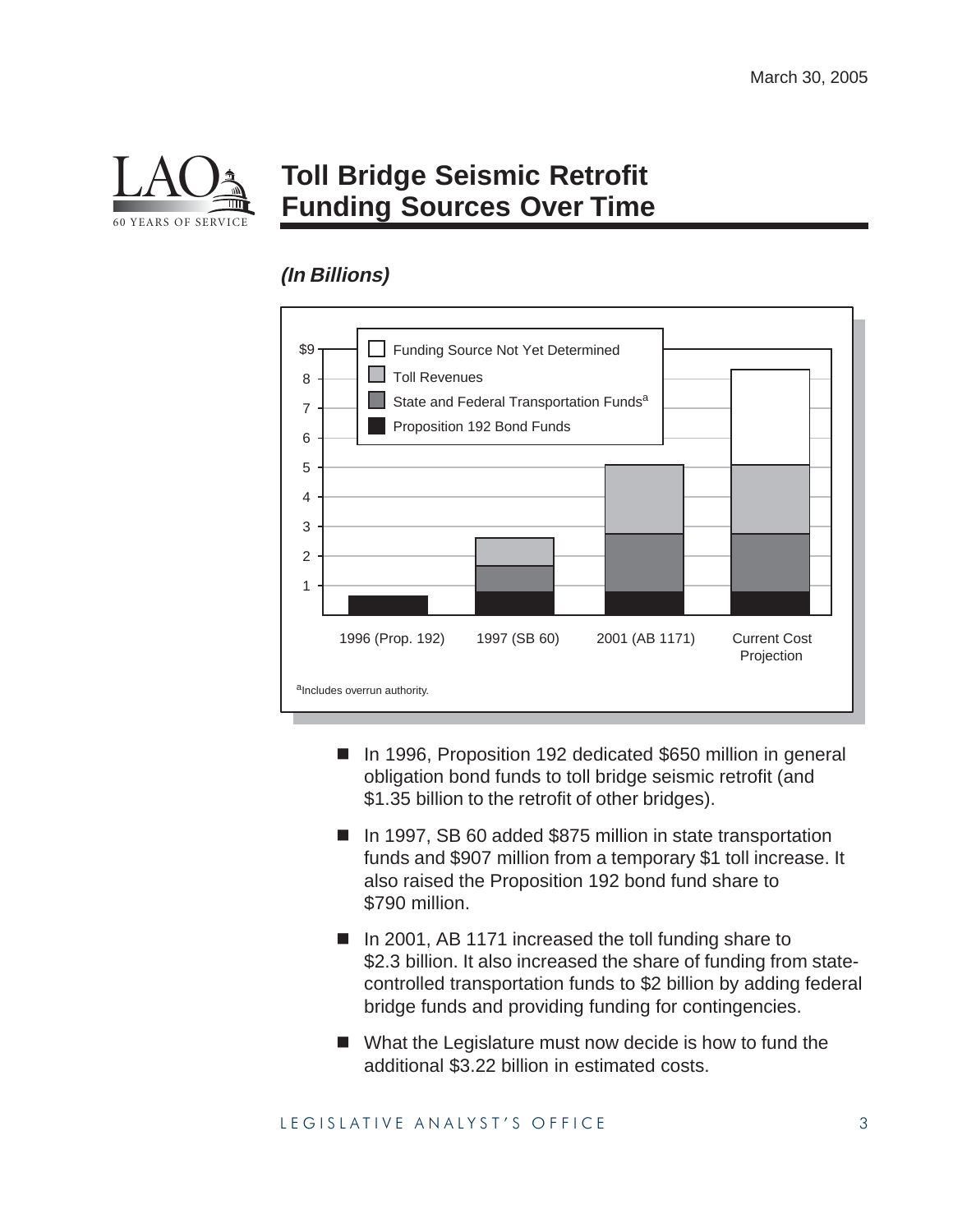# Toll Bridge Seismic Retrofit Funding Sources Over Time

***(In Billions)***

| | 1996 (Prop. 192) | 1997 (SB 60) | 2001 (AB 1171) | Current Cost Projection |
|---|---|---|---|---|
| Funding Source Not Yet Determined | | | | ✓ |
| Toll Revenues | | ✓ | ✓ | ✓ |
| State and Federal Transportation Funds[a] | | ✓ | ✓ | ✓ |
| Proposition 192 Bond Funds | ✓ | ✓ | ✓ | ✓ |

[a]Includes overrun authority.

- In 1996, Proposition 192 dedicated $650 million in general obligation bond funds to toll bridge seismic retrofit (and $1.35 billion to the retrofit of other bridges).
- In 1997, SB 60 added $875 million in state transportation funds and $907 million from a temporary $1 toll increase. It also raised the Proposition 192 bond fund share to $790 million.
- In 2001, AB 1171 increased the toll funding share to $2.3 billion. It also increased the share of funding from state-controlled transportation funds to $2 billion by adding federal bridge funds and providing funding for contingencies.
- What the Legislature must now decide is how to fund the additional $3.22 billion in estimated costs.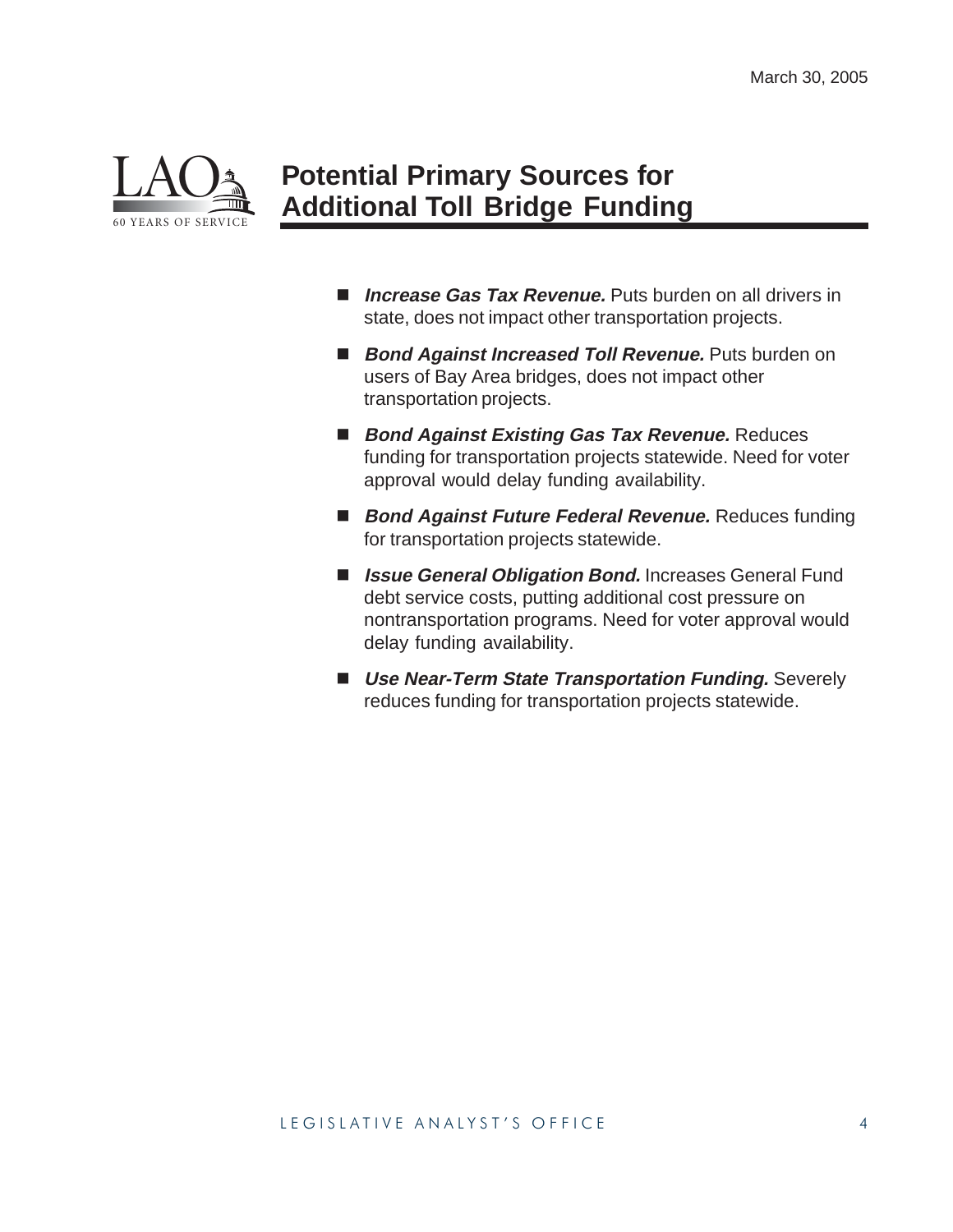# Potential Primary Sources for Additional Toll Bridge Funding

- ***Increase Gas Tax Revenue.*** Puts burden on all drivers in state, does not impact other transportation projects.
- ***Bond Against Increased Toll Revenue.*** Puts burden on users of Bay Area bridges, does not impact other transportation projects.
- ***Bond Against Existing Gas Tax Revenue.*** Reduces funding for transportation projects statewide. Need for voter approval would delay funding availability.
- ***Bond Against Future Federal Revenue.*** Reduces funding for transportation projects statewide.
- ***Issue General Obligation Bond.*** Increases General Fund debt service costs, putting additional cost pressure on nontransportation programs. Need for voter approval would delay funding availability.
- ***Use Near-Term State Transportation Funding.*** Severely reduces funding for transportation projects statewide.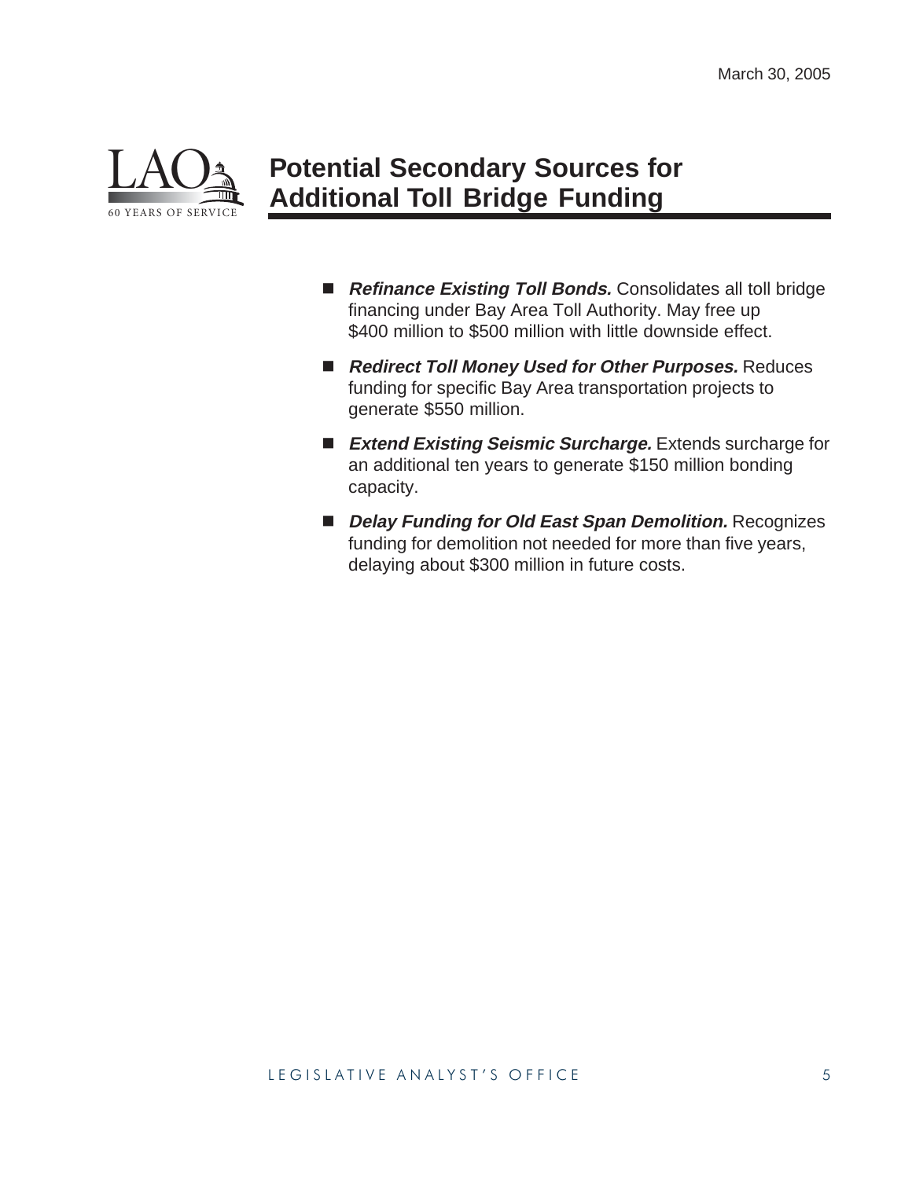## Potential Secondary Sources for Additional Toll Bridge Funding

- ***Refinance Existing Toll Bonds.*** Consolidates all toll bridge financing under Bay Area Toll Authority. May free up $400 million to $500 million with little downside effect.
- ***Redirect Toll Money Used for Other Purposes.*** Reduces funding for specific Bay Area transportation projects to generate $550 million.
- ***Extend Existing Seismic Surcharge.*** Extends surcharge for an additional ten years to generate $150 million bonding capacity.
- ***Delay Funding for Old East Span Demolition.*** Recognizes funding for demolition not needed for more than five years, delaying about $300 million in future costs.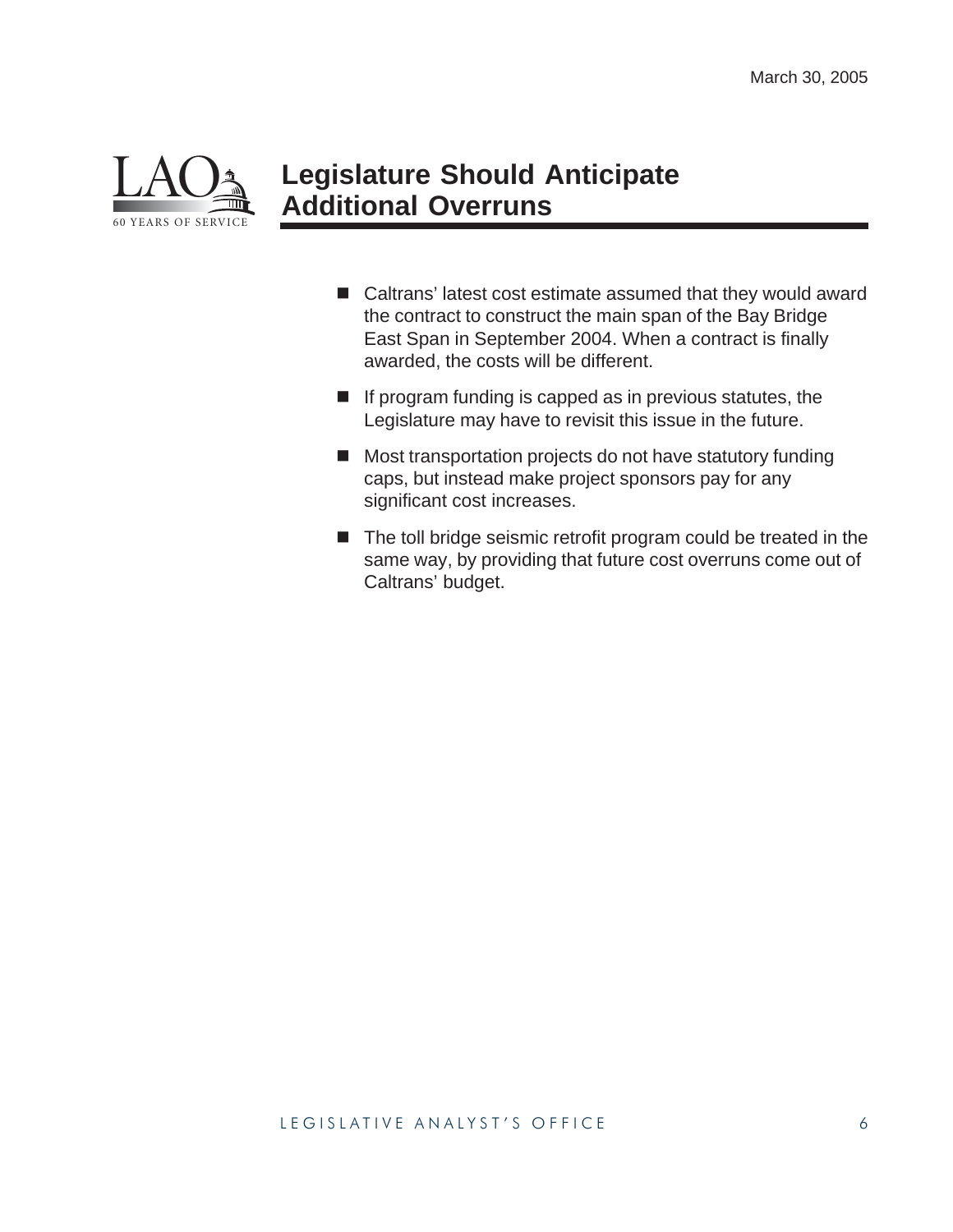## Legislature Should Anticipate Additional Overruns

- Caltrans' latest cost estimate assumed that they would award the contract to construct the main span of the Bay Bridge East Span in September 2004. When a contract is finally awarded, the costs will be different.
- If program funding is capped as in previous statutes, the Legislature may have to revisit this issue in the future.
- Most transportation projects do not have statutory funding caps, but instead make project sponsors pay for any significant cost increases.
- The toll bridge seismic retrofit program could be treated in the same way, by providing that future cost overruns come out of Caltrans' budget.